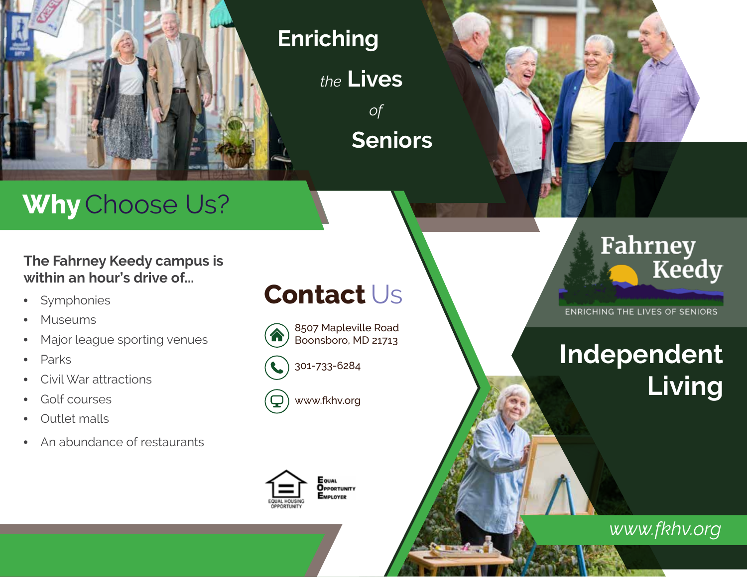# Enriching the Lives of Seniors

## Why Choose Us?

**The Fahrney Keedy campus is within an hour's drive of...**

- Symphonies
- Museums
- Major league sporting venues
- Parks
- Civil War attractions
- Golf courses
- Outlet malls
- An abundance of restaurants

## Contact Us

8507 Mapleville Road
Boonsboro, MD 21713

301-733-6284

www.fkhv.org

EQUAL HOUSING OPPORTUNITY

Equal Opportunity Employer

**Fahrney Keedy**

ENRICHING THE LIVES OF SENIORS

# Independent Living

*www.fkhv.org*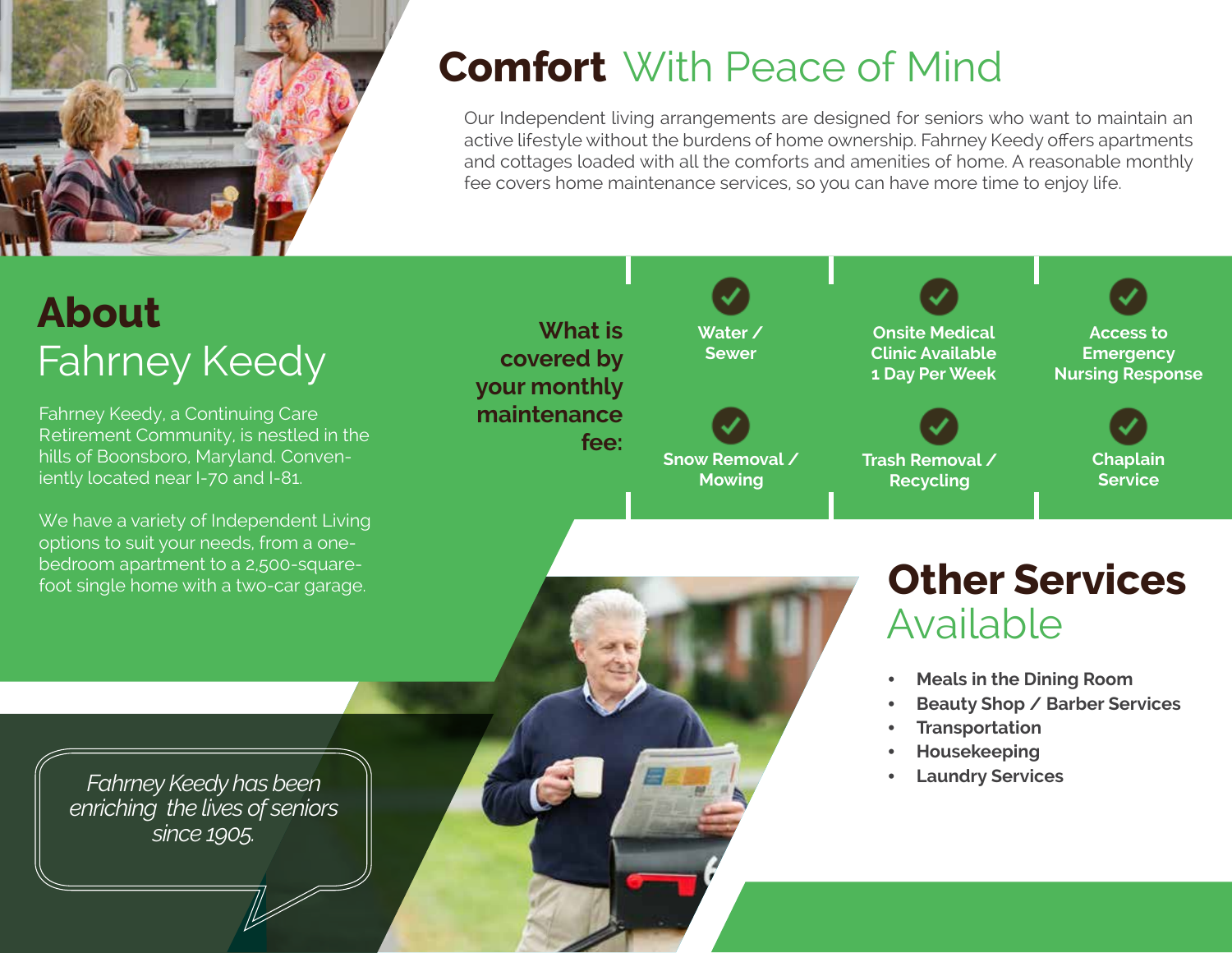# **Comfort** With Peace of Mind

Our Independent living arrangements are designed for seniors who want to maintain an active lifestyle without the burdens of home ownership. Fahrney Keedy offers apartments and cottages loaded with all the comforts and amenities of home. A reasonable monthly fee covers home maintenance services, so you can have more time to enjoy life.

## **About** Fahrney Keedy

Fahrney Keedy, a Continuing Care Retirement Community, is nestled in the hills of Boonsboro, Maryland. Conveniently located near I-70 and I-81.

We have a variety of Independent Living options to suit your needs, from a one-bedroom apartment to a 2,500-square-foot single home with a two-car garage.

*Fahrney Keedy has been enriching the lives of seniors since 1905.*

**What is covered by your monthly maintenance fee:**

- **Water / Sewer**
- **Onsite Medical Clinic Available 1 Day Per Week**
- **Access to Emergency Nursing Response**
- **Snow Removal / Mowing**
- **Trash Removal / Recycling**
- **Chaplain Service**

## **Other Services** Available

- **Meals in the Dining Room**
- **Beauty Shop / Barber Services**
- **Transportation**
- **Housekeeping**
- **Laundry Services**